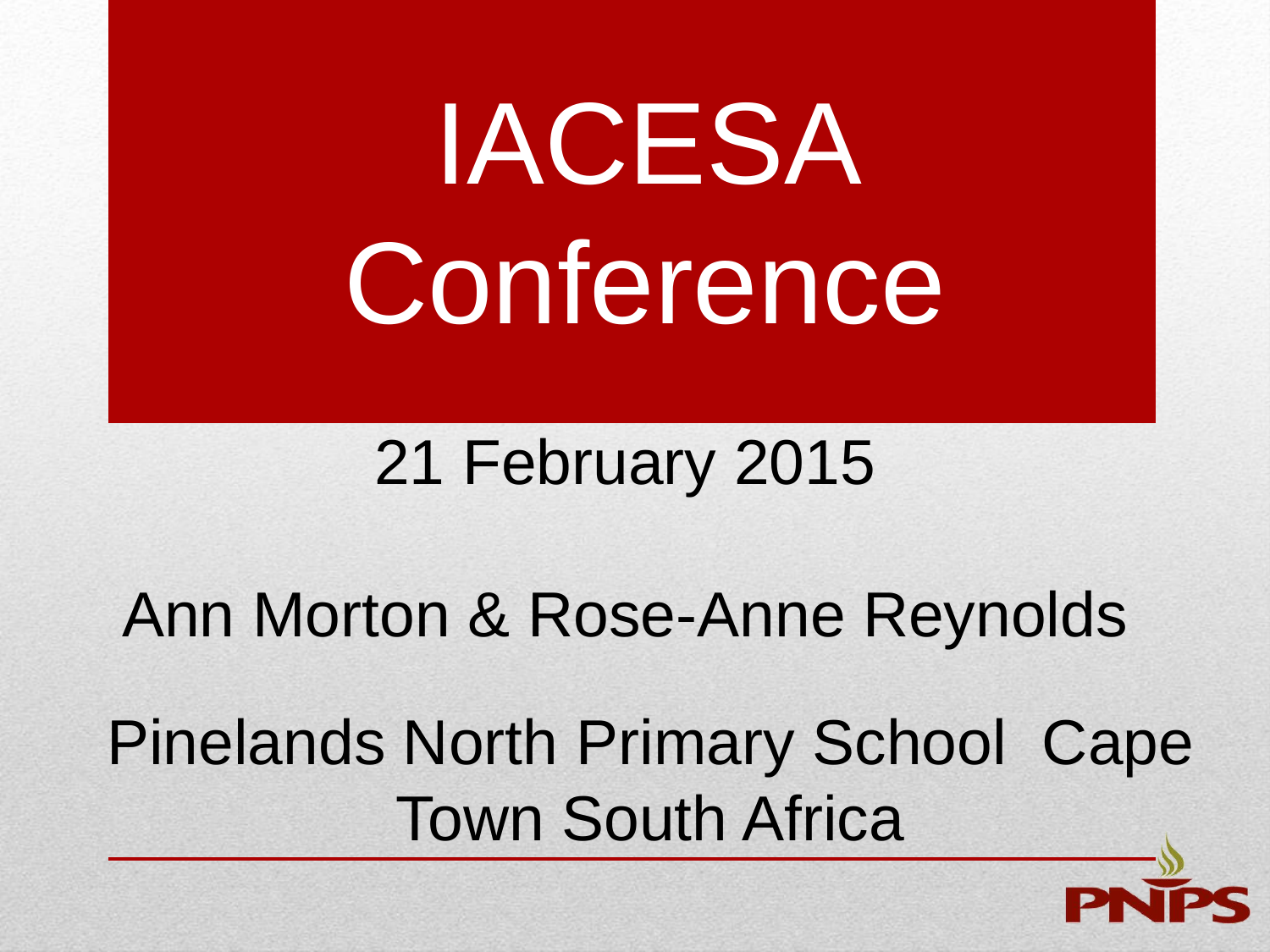# IACESA Conference

21 February 2015

Ann Morton & Rose-Anne Reynolds

Pinelands North Primary School Cape Town South Africa

PNPS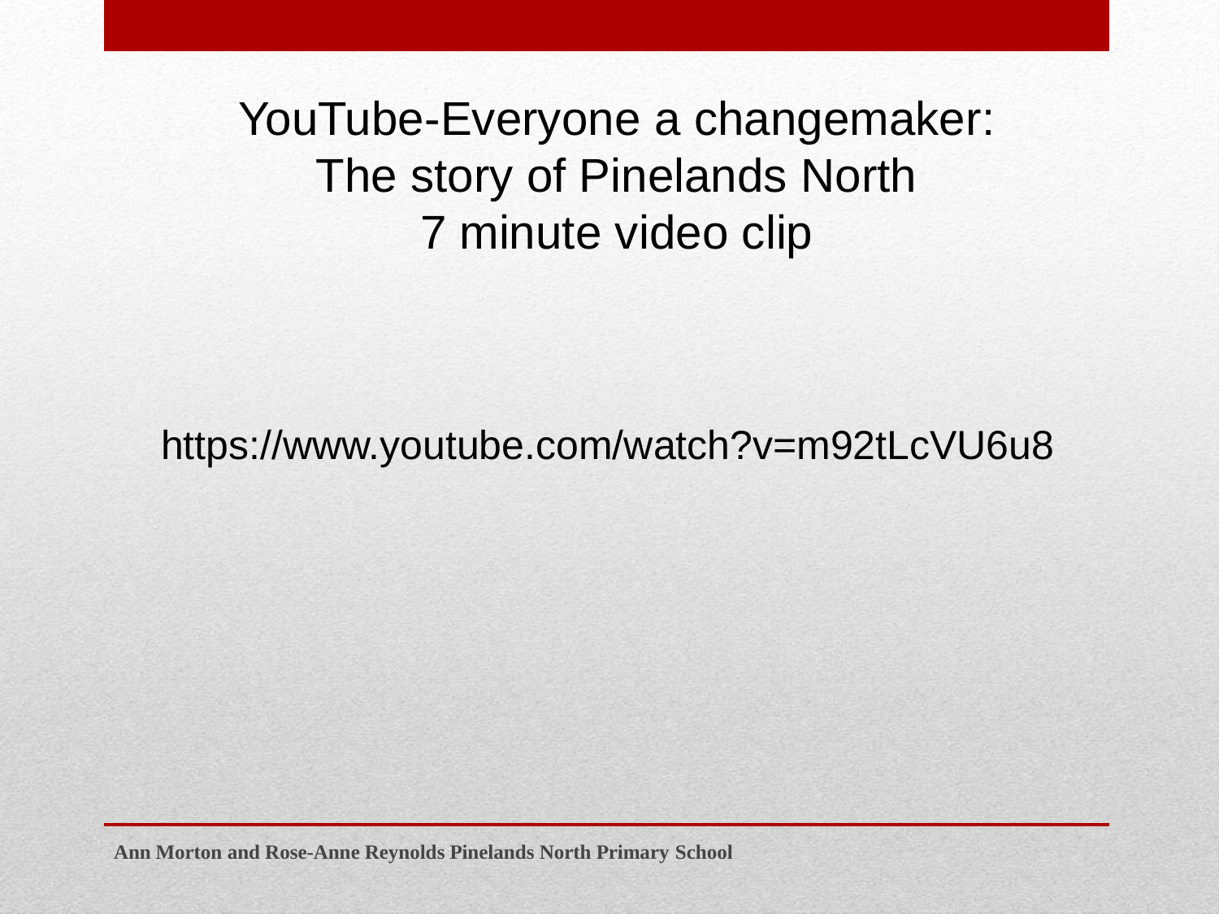# YouTube-Everyone a changemaker: The story of Pinelands North 7 minute video clip

https://www.youtube.com/watch?v=m92tLcVU6u8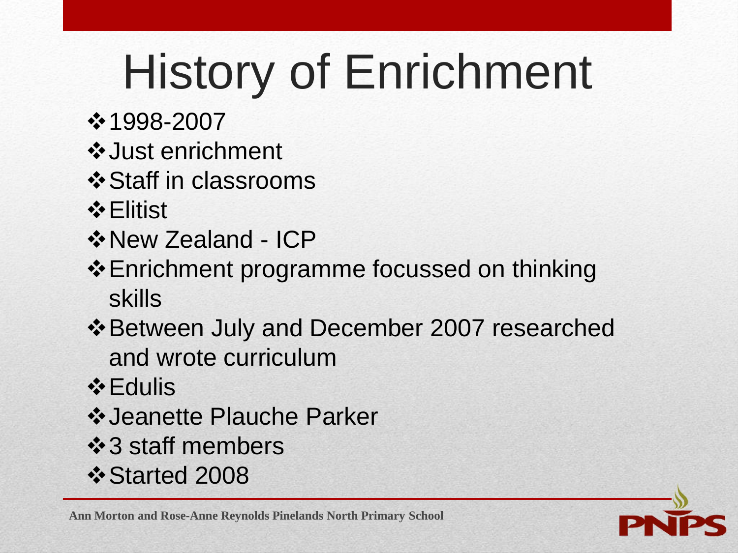# History of Enrichment

- 1998-2007
- Just enrichment
- Staff in classrooms
- Elitist
- New Zealand - ICP
- Enrichment programme focussed on thinking skills
- Between July and December 2007 researched and wrote curriculum
- Edulis
- Jeanette Plauche Parker
- 3 staff members
- Started 2008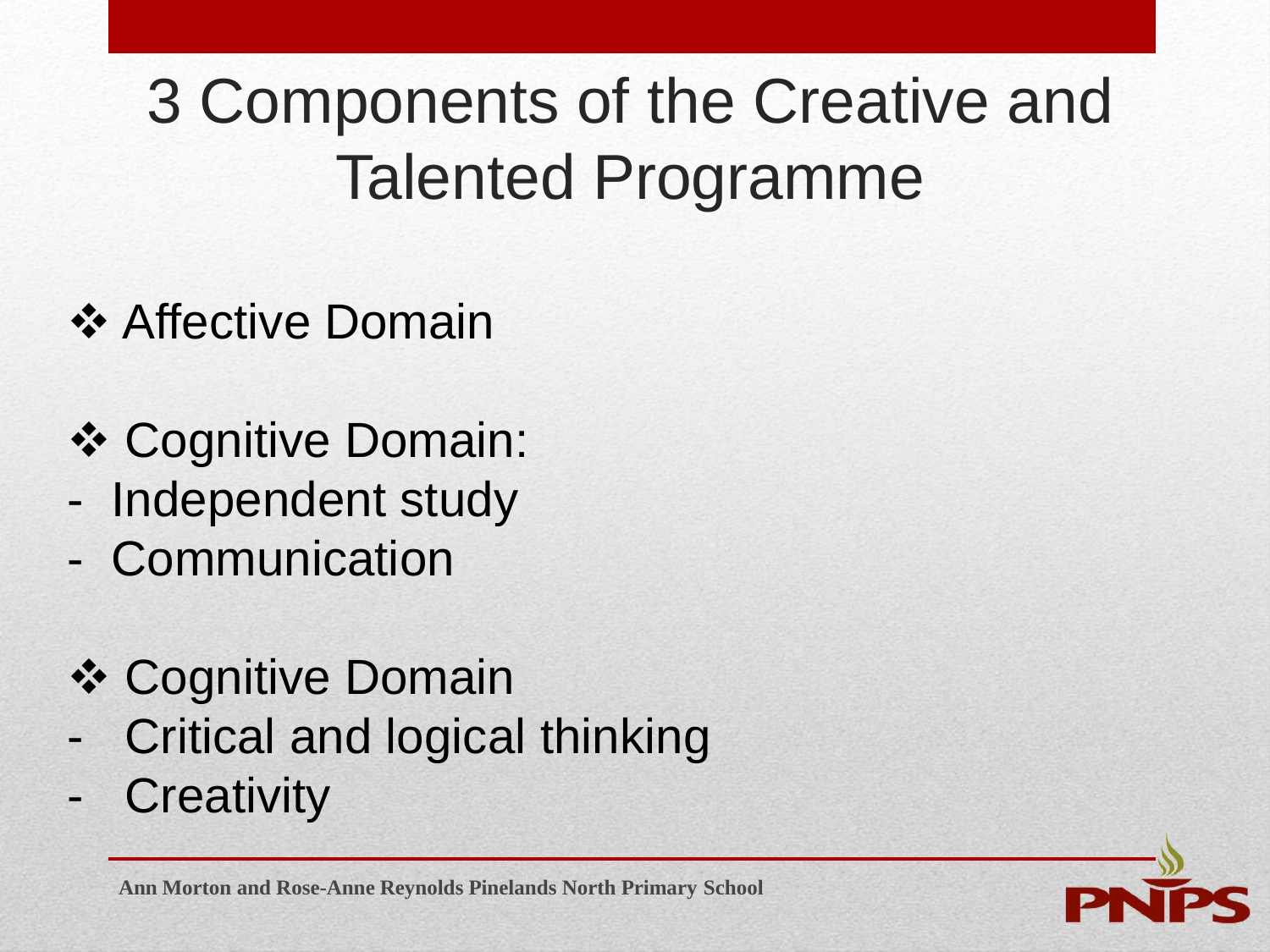# 3 Components of the Creative and Talented Programme

- Affective Domain

- Cognitive Domain:
  - Independent study
  - Communication

- Cognitive Domain
  - Critical and logical thinking
  - Creativity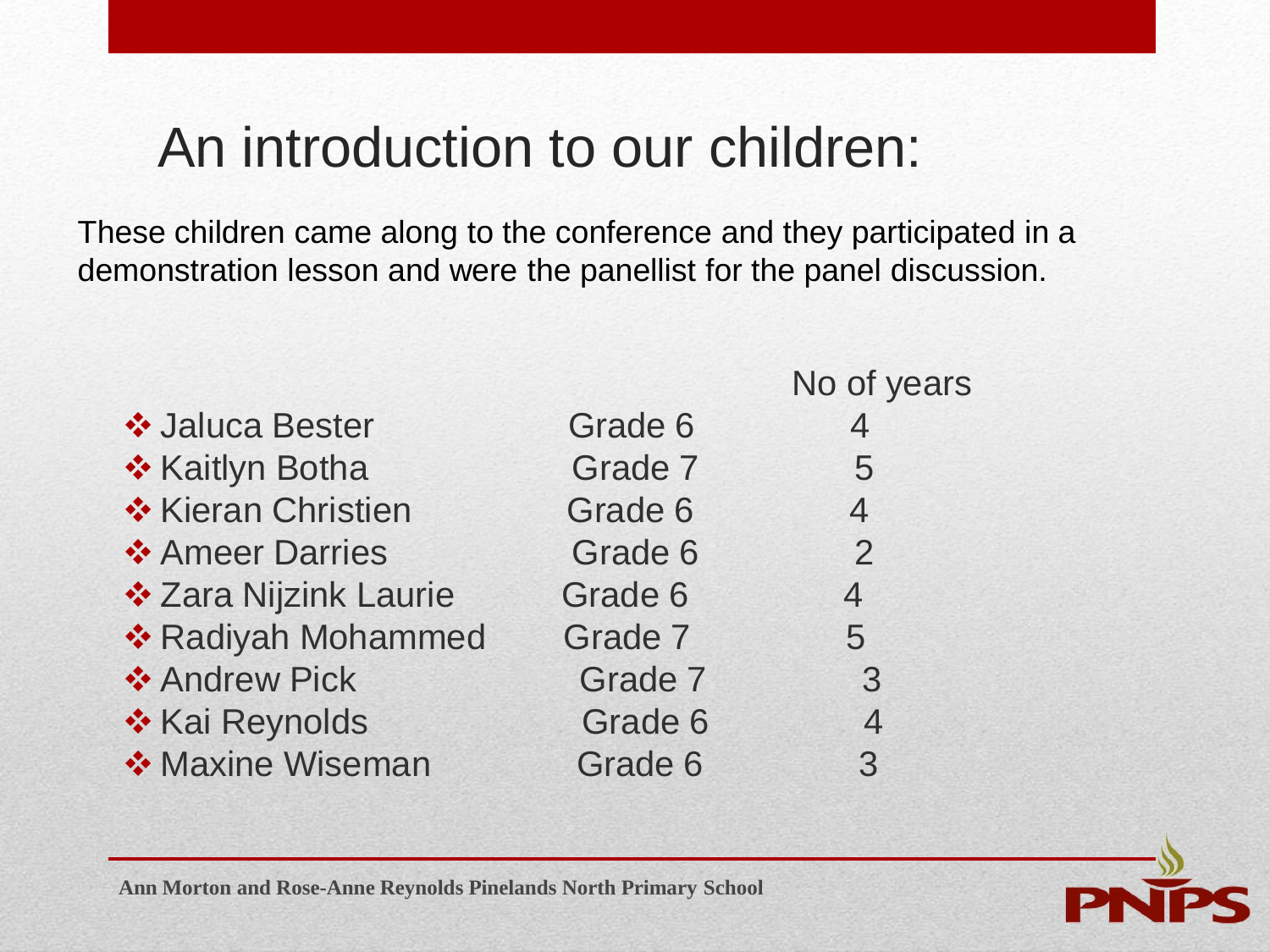# An introduction to our children:

These children came along to the conference and they participated in a demonstration lesson and were the panellist for the panel discussion.

| Name | Grade | No of years |
|---|---|---|
| ❖ Jaluca Bester | Grade 6 | 4 |
| ❖ Kaitlyn Botha | Grade 7 | 5 |
| ❖ Kieran Christien | Grade 6 | 4 |
| ❖ Ameer Darries | Grade 6 | 2 |
| ❖ Zara Nijzink Laurie | Grade 6 | 4 |
| ❖ Radiyah Mohammed | Grade 7 | 5 |
| ❖ Andrew Pick | Grade 7 | 3 |
| ❖ Kai Reynolds | Grade 6 | 4 |
| ❖ Maxine Wiseman | Grade 6 | 3 |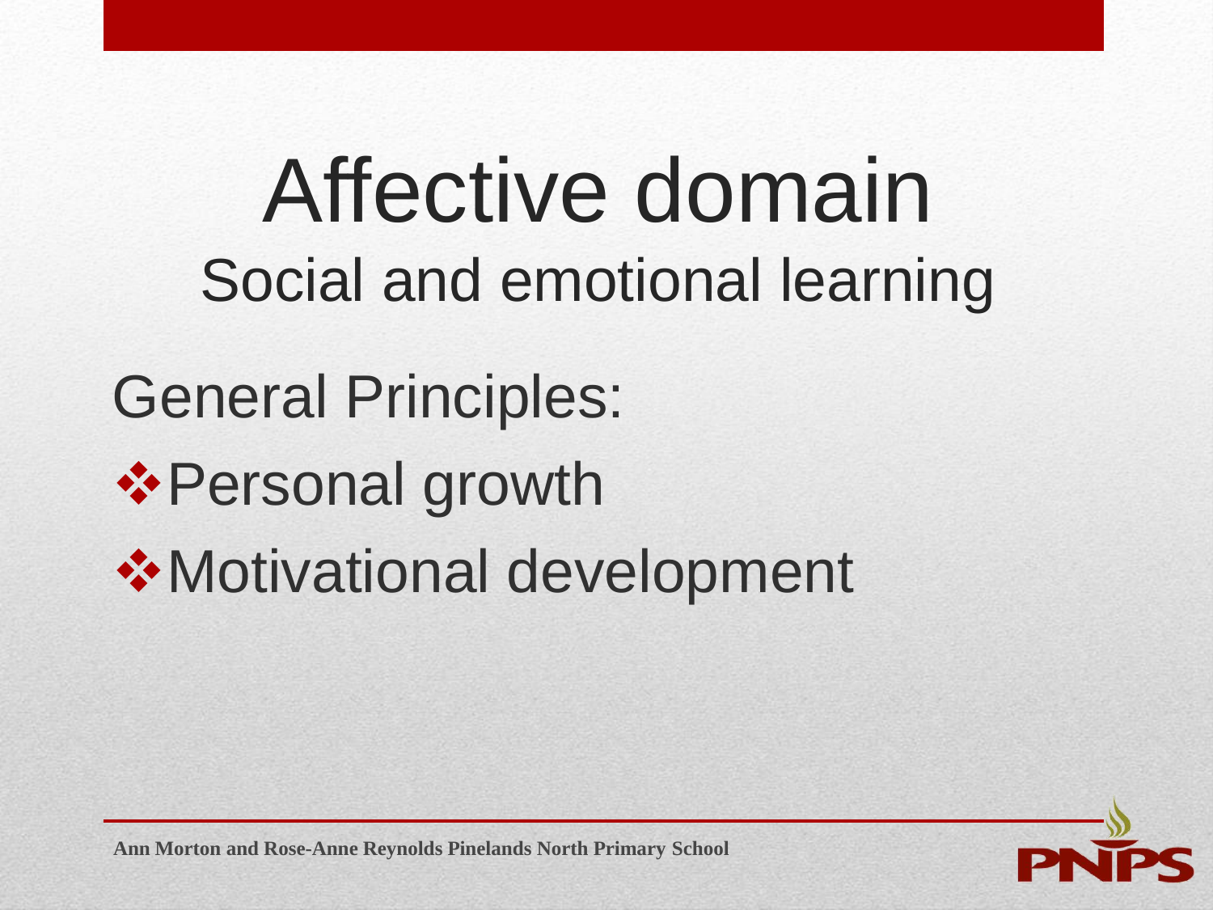# Affective domain

## Social and emotional learning

General Principles:

- Personal growth
- Motivational development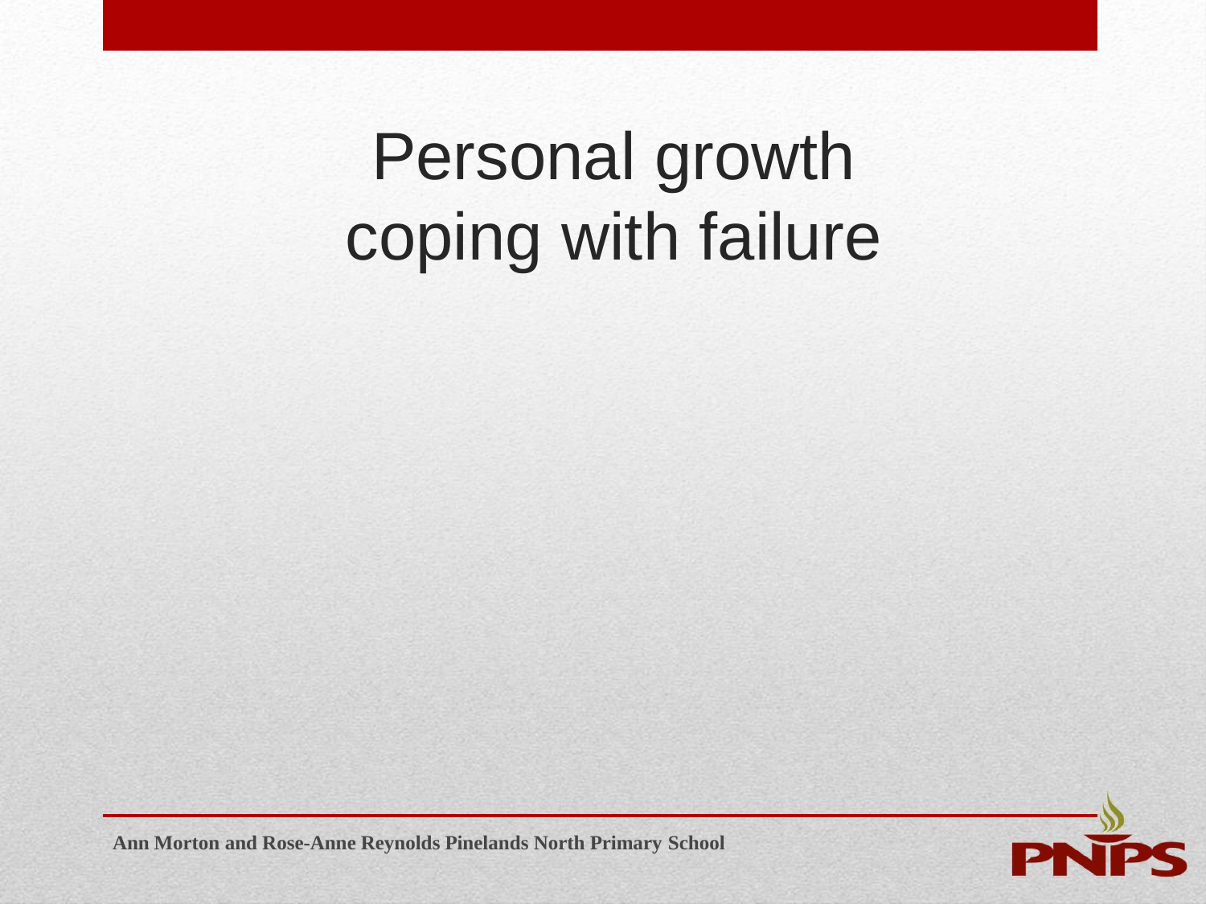# Personal growth coping with failure

**Ann Morton and Rose-Anne Reynolds Pinelands North Primary School**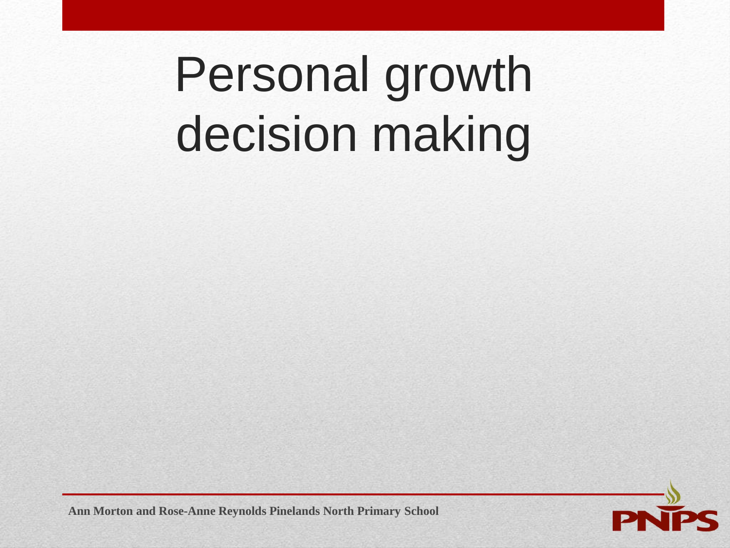# Personal growth decision making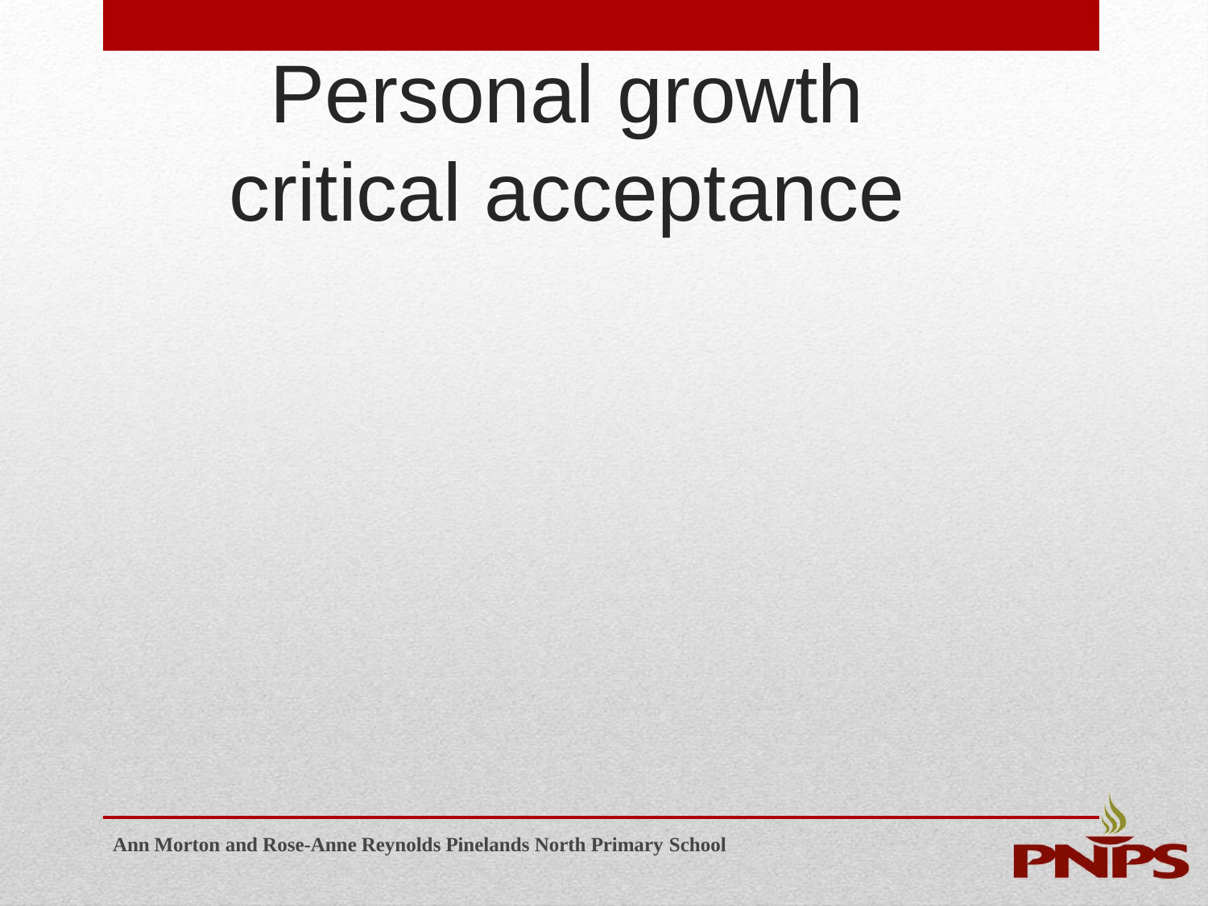# Personal growth critical acceptance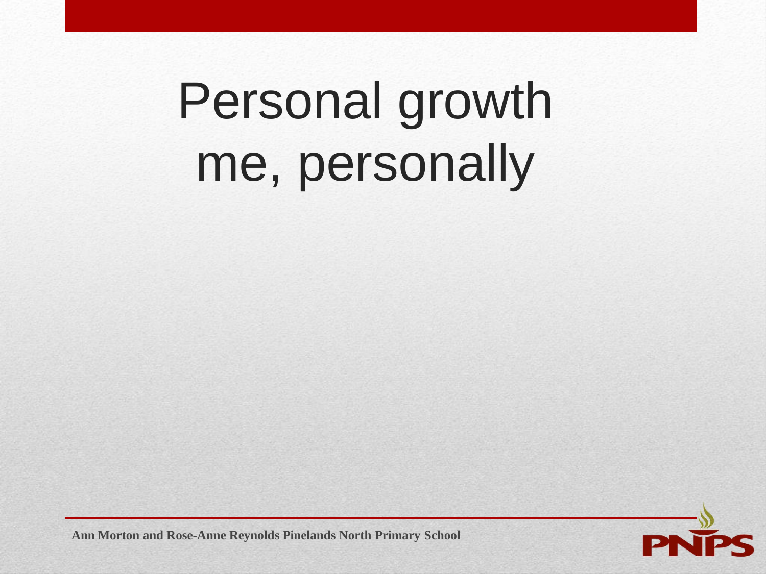# Personal growth me, personally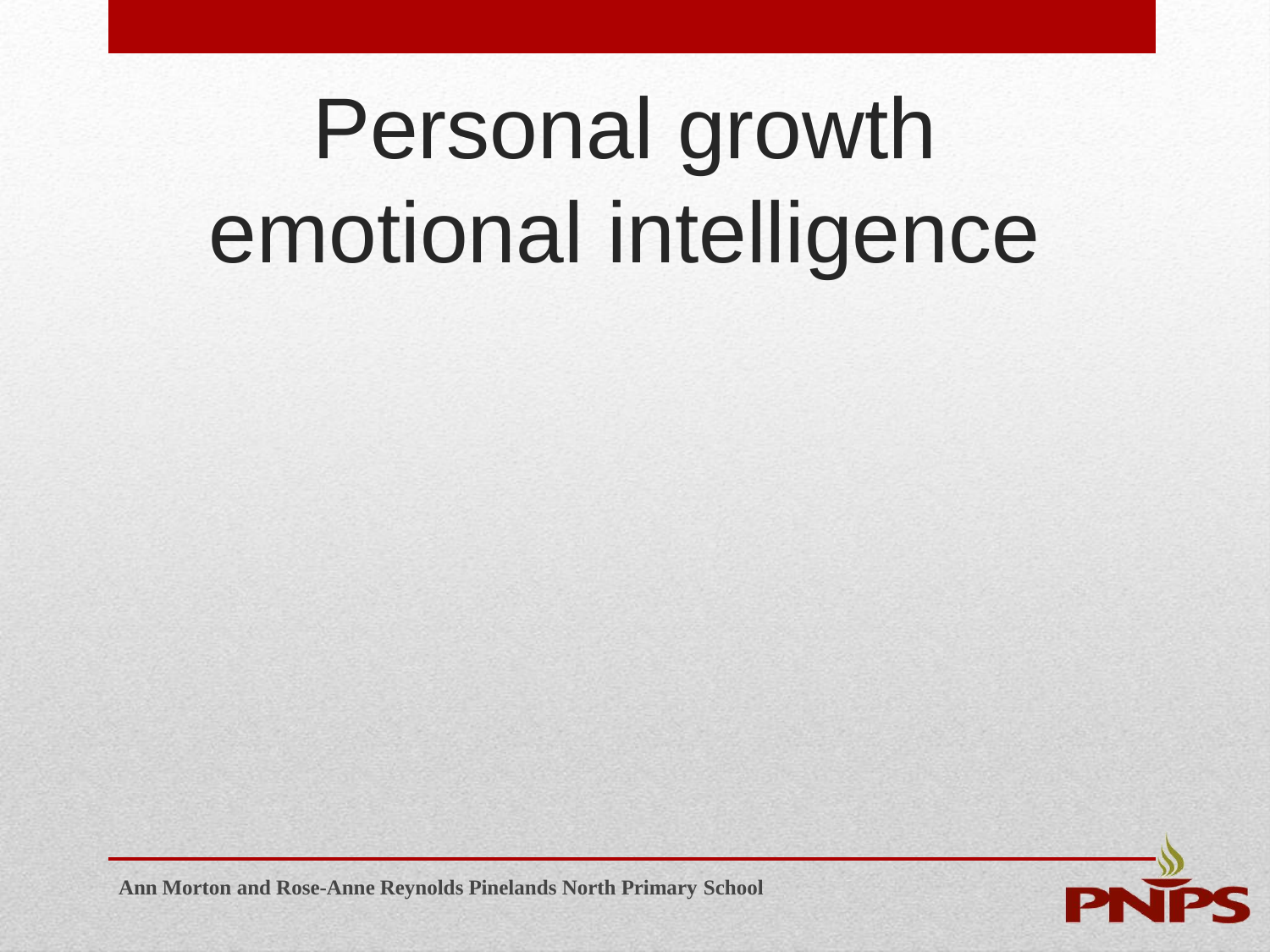# Personal growth emotional intelligence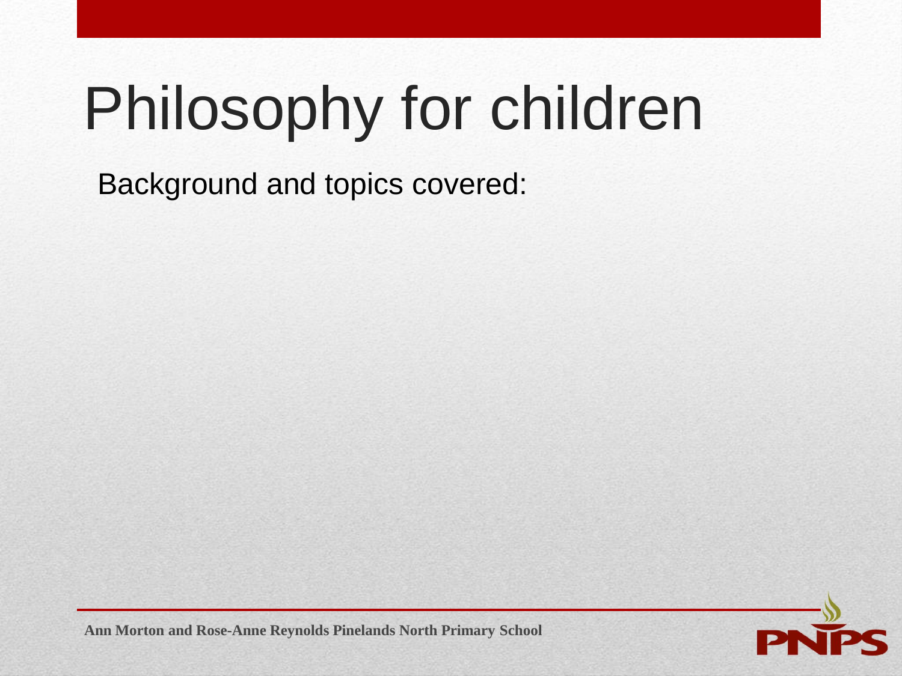# Philosophy for children

Background and topics covered: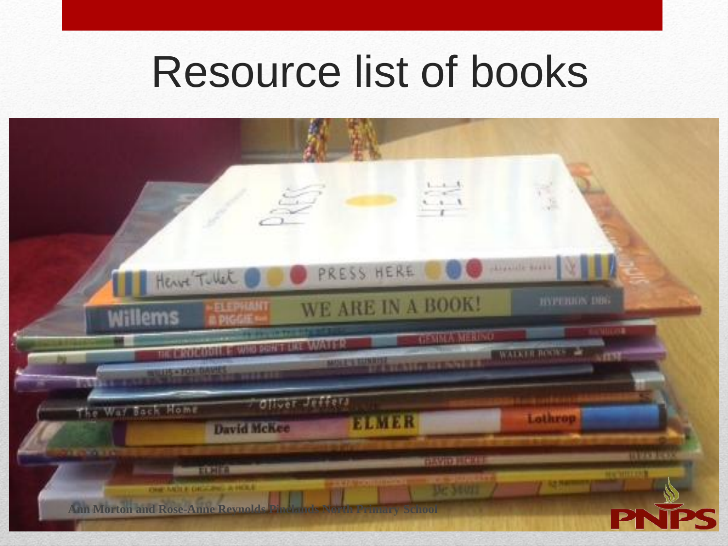# Resource list of books

Ann Morton and Rose-Anne Reynolds Pinelands North Primary School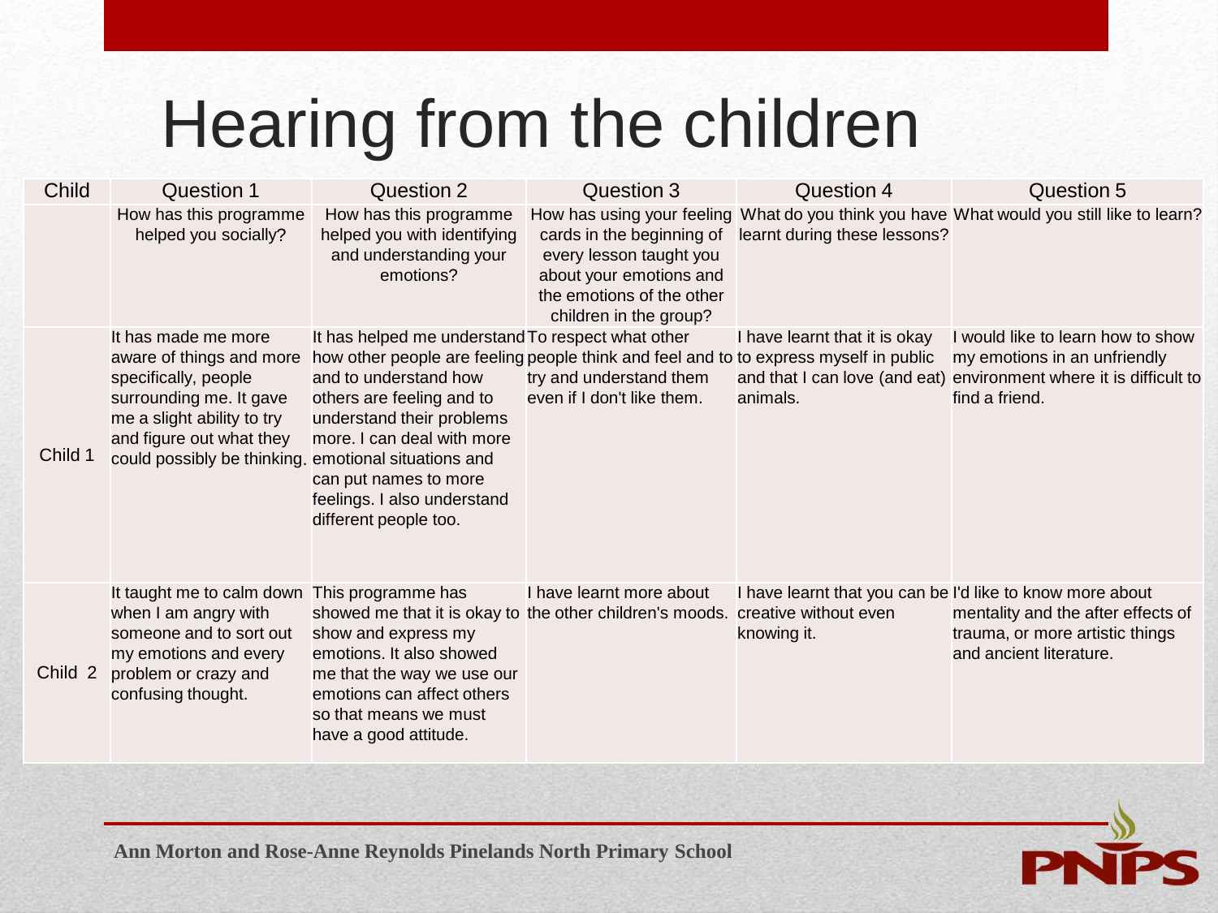# Hearing from the children

| Child | Question 1 | Question 2 | Question 3 | Question 4 | Question 5 |
|---|---|---|---|---|---|
| | How has this programme helped you socially? | How has this programme helped you with identifying and understanding your emotions? | How has using your feeling cards in the beginning of every lesson taught you about your emotions and the emotions of the other children in the group? | What do you think you have learnt during these lessons? | What would you still like to learn? |
| Child 1 | It has made me more aware of things and more specifically, people surrounding me. It gave me a slight ability to try and figure out what they could possibly be thinking. | It has helped me understand how other people are feeling and to understand how others are feeling and to understand their problems more. I can deal with more emotional situations and can put names to more feelings. I also understand different people too. | To respect what other people think and feel and to try and understand them even if I don't like them. | I have learnt that it is okay to express myself in public and that I can love (and eat) animals. | I would like to learn how to show my emotions in an unfriendly environment where it is difficult to find a friend. |
| Child 2 | It taught me to calm down when I am angry with someone and to sort out my emotions and every problem or crazy and confusing thought. | This programme has showed me that it is okay to show and express my emotions. It also showed me that the way we use our emotions can affect others so that means we must have a good attitude. | I have learnt more about the other children's moods. | I have learnt that you can be creative without even knowing it. | I'd like to know more about mentality and the after effects of trauma, or more artistic things and ancient literature. |

**Ann Morton and Rose-Anne Reynolds Pinelands North Primary School**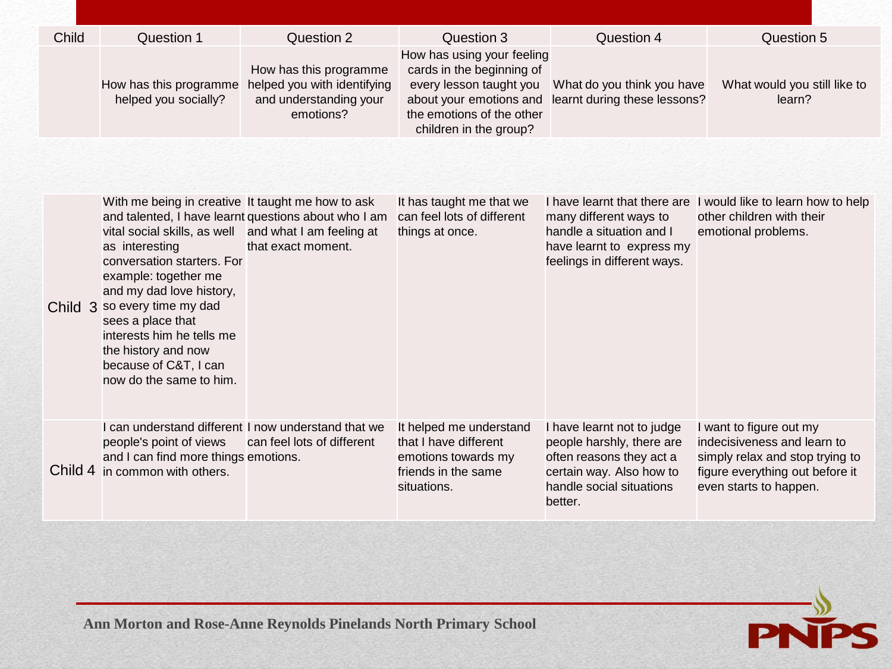| Child | Question 1 | Question 2 | Question 3 | Question 4 | Question 5 |
|---|---|---|---|---|---|
| | How has this programme helped you socially? | How has this programme helped you with identifying and understanding your emotions? | How has using your feeling cards in the beginning of every lesson taught you about your emotions and the emotions of the other children in the group? | What do you think you have learnt during these lessons? | What would you still like to learn? |
| Child 3 | With me being in creative and talented, I have learnt vital social skills, as well as interesting conversation starters. For example: together me and my dad love history, so every time my dad sees a place that interests him he tells me the history and now because of C&T, I can now do the same to him. | It taught me how to ask questions about who I am and what I am feeling at that exact moment. | It has taught me that we can feel lots of different things at once. | I have learnt that there are many different ways to handle a situation and I have learnt to express my feelings in different ways. | I would like to learn how to help other children with their emotional problems. |
| Child 4 | I can understand different people's point of views and I can find more things in common with others. | I now understand that we can feel lots of different emotions. | It helped me understand that I have different emotions towards my friends in the same situations. | I have learnt not to judge people harshly, there are often reasons they act a certain way. Also how to handle social situations better. | I want to figure out my indecisiveness and learn to simply relax and stop trying to figure everything out before it even starts to happen. |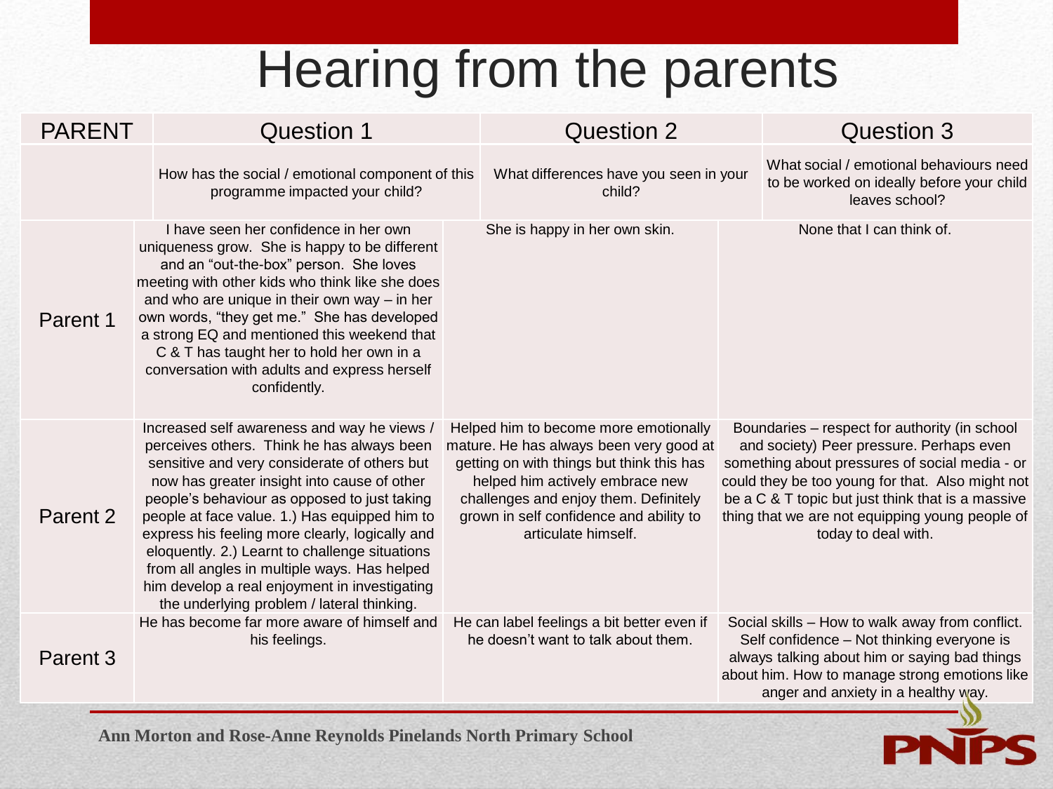# Hearing from the parents

| PARENT | Question 1 | Question 2 | Question 3 |
|---|---|---|---|
| | How has the social / emotional component of this programme impacted your child? | What differences have you seen in your child? | What social / emotional behaviours need to be worked on ideally before your child leaves school? |
| Parent 1 | I have seen her confidence in her own uniqueness grow. She is happy to be different and an "out-the-box" person. She loves meeting with other kids who think like she does and who are unique in their own way – in her own words, "they get me." She has developed a strong EQ and mentioned this weekend that C & T has taught her to hold her own in a conversation with adults and express herself confidently. | She is happy in her own skin. | None that I can think of. |
| Parent 2 | Increased self awareness and way he views / perceives others. Think he has always been sensitive and very considerate of others but now has greater insight into cause of other people's behaviour as opposed to just taking people at face value. 1.) Has equipped him to express his feeling more clearly, logically and eloquently. 2.) Learnt to challenge situations from all angles in multiple ways. Has helped him develop a real enjoyment in investigating the underlying problem / lateral thinking. | Helped him to become more emotionally mature. He has always been very good at getting on with things but think this has helped him actively embrace new challenges and enjoy them. Definitely grown in self confidence and ability to articulate himself. | Boundaries – respect for authority (in school and society) Peer pressure. Perhaps even something about pressures of social media - or could they be too young for that. Also might not be a C & T topic but just think that is a massive thing that we are not equipping young people of today to deal with. |
| Parent 3 | He has become far more aware of himself and his feelings. | He can label feelings a bit better even if he doesn't want to talk about them. | Social skills – How to walk away from conflict. Self confidence – Not thinking everyone is always talking about him or saying bad things about him. How to manage strong emotions like anger and anxiety in a healthy way. |

**Ann Morton and Rose-Anne Reynolds Pinelands North Primary School**

PNPS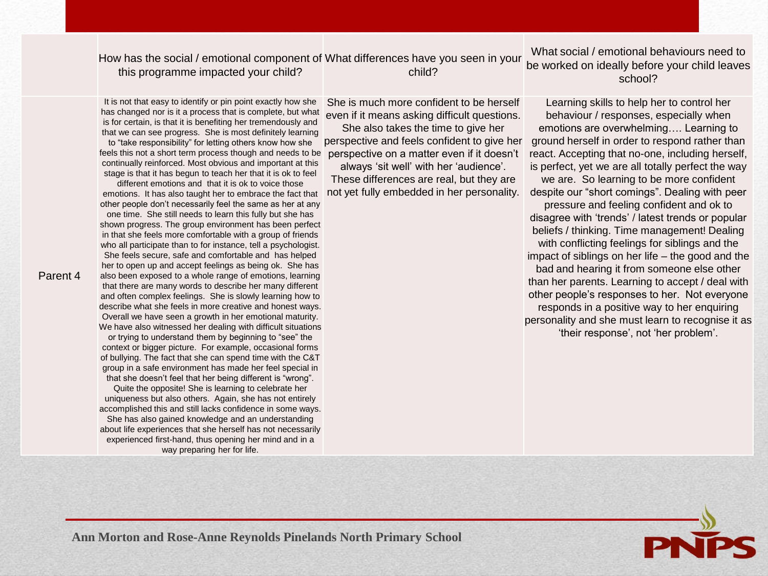| | How has the social / emotional component of this programme impacted your child? | What differences have you seen in your child? | What social / emotional behaviours need to be worked on ideally before your child leaves school? |
|---|---|---|---|
| Parent 4 | It is not that easy to identify or pin point exactly how she has changed nor is it a process that is complete, but what is for certain, is that it is benefiting her tremendously and that we can see progress. She is most definitely learning to "take responsibility" for letting others know how she feels this not a short term process though and needs to be continually reinforced. Most obvious and important at this stage is that it has begun to teach her that it is ok to feel different emotions and that it is ok to voice those emotions. It has also taught her to embrace the fact that other people don't necessarily feel the same as her at any one time. She still needs to learn this fully but she has shown progress. The group environment has been perfect in that she feels more comfortable with a group of friends who all participate than to for instance, tell a psychologist. She feels secure, safe and comfortable and has helped her to open up and accept feelings as being ok. She has also been exposed to a whole range of emotions, learning that there are many words to describe her many different and often complex feelings. She is slowly learning how to describe what she feels in more creative and honest ways. Overall we have seen a growth in her emotional maturity. We have also witnessed her dealing with difficult situations or trying to understand them by beginning to "see" the context or bigger picture. For example, occasional forms of bullying. The fact that she can spend time with the C&T group in a safe environment has made her feel special in that she doesn't feel that her being different is "wrong". Quite the opposite! She is learning to celebrate her uniqueness but also others. Again, she has not entirely accomplished this and still lacks confidence in some ways. She has also gained knowledge and an understanding about life experiences that she herself has not necessarily experienced first-hand, thus opening her mind and in a way preparing her for life. | She is much more confident to be herself even if it means asking difficult questions. She also takes the time to give her perspective and feels confident to give her perspective on a matter even if it doesn't always 'sit well' with her 'audience'. These differences are real, but they are not yet fully embedded in her personality. | Learning skills to help her to control her behaviour / responses, especially when emotions are overwhelming…. Learning to ground herself in order to respond rather than react. Accepting that no-one, including herself, is perfect, yet we are all totally perfect the way we are. So learning to be more confident despite our "short comings". Dealing with peer pressure and feeling confident and ok to disagree with 'trends' / latest trends or popular beliefs / thinking. Time management! Dealing with conflicting feelings for siblings and the impact of siblings on her life – the good and the bad and hearing it from someone else other than her parents. Learning to accept / deal with other people's responses to her. Not everyone responds in a positive way to her enquiring personality and she must learn to recognise it as 'their response', not 'her problem'. |

**Ann Morton and Rose-Anne Reynolds Pinelands North Primary School**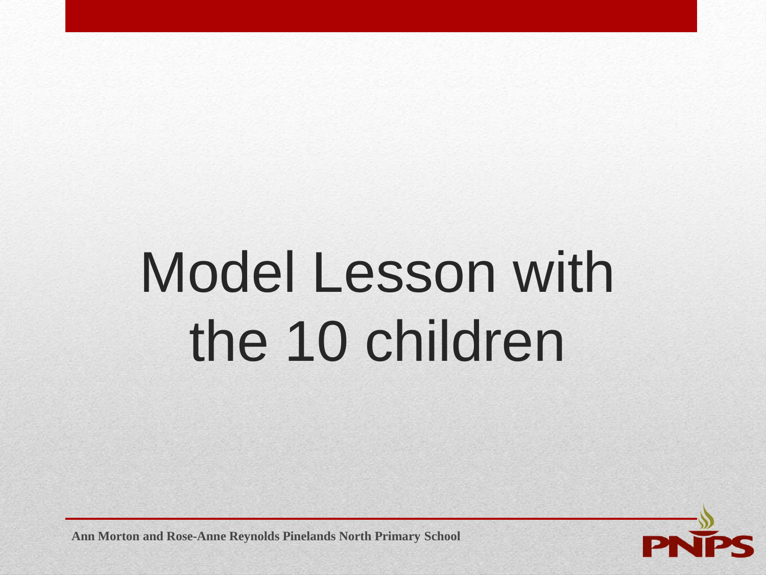# Model Lesson with the 10 children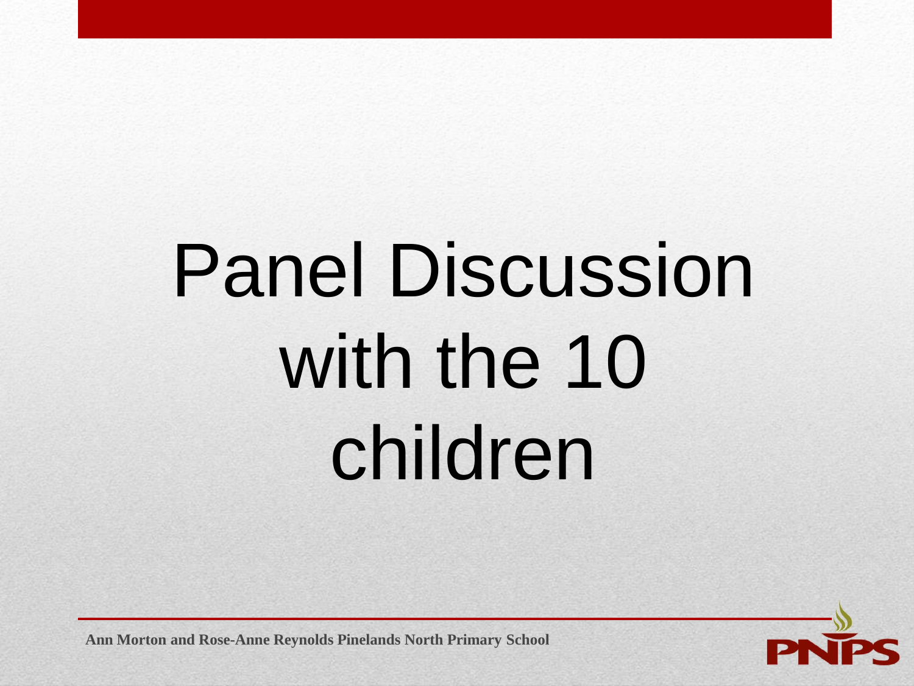# Panel Discussion with the 10 children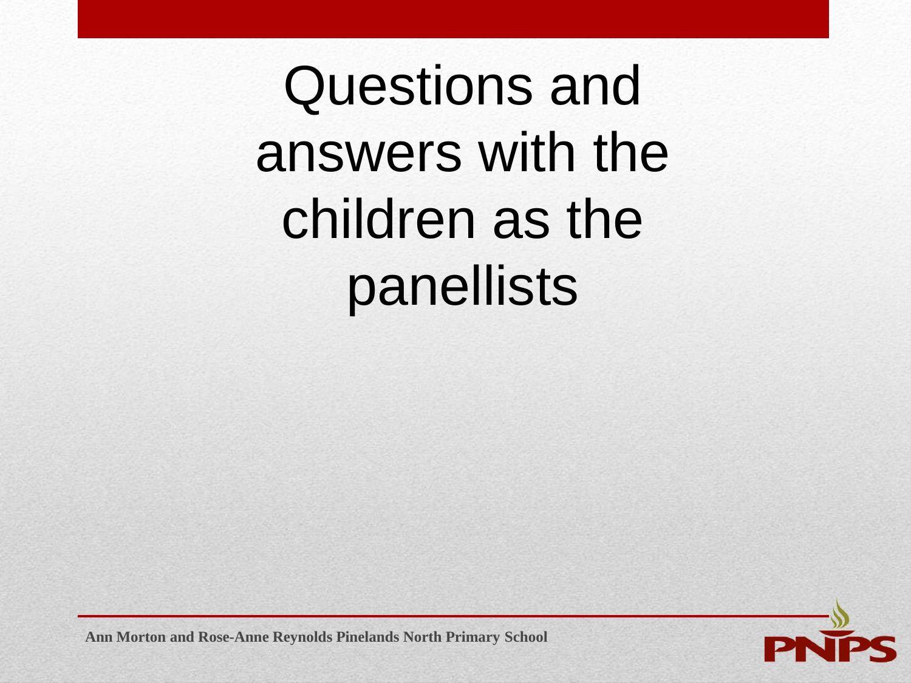# Questions and answers with the children as the panellists